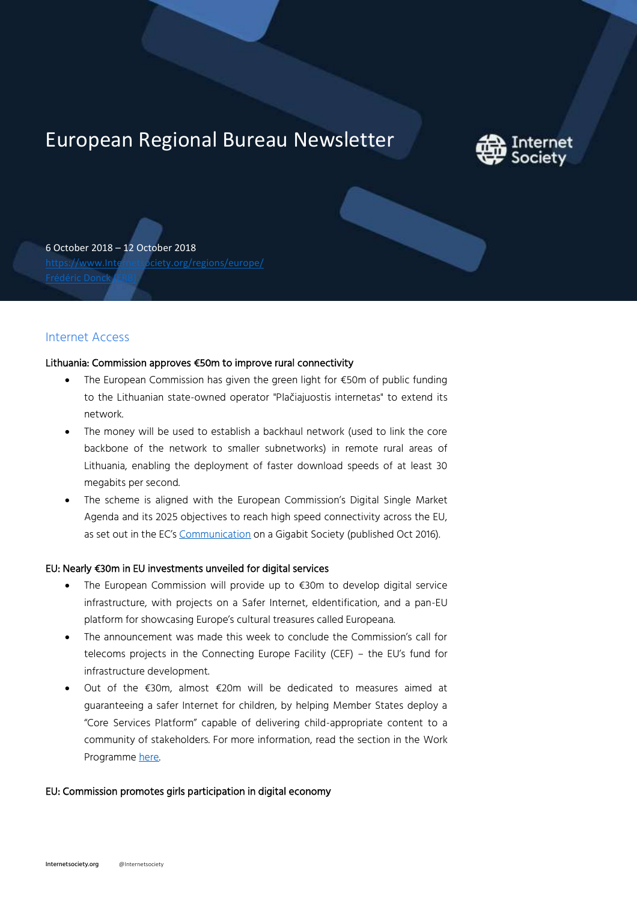# European Regional Bureau Newsletter

6 October 2018 – 12 October 2018
[https://www.Internetsociety.org/regions/europe/](https://www.Internetsociety.org/regions/europe/)
Frédéric Donck (ERB)

## Internet Access

### Lithuania: Commission approves €50m to improve rural connectivity

- The European Commission has given the green light for €50m of public funding to the Lithuanian state-owned operator "Plačiajuostis internetas" to extend its network.
- The money will be used to establish a backhaul network (used to link the core backbone of the network to smaller subnetworks) in remote rural areas of Lithuania, enabling the deployment of faster download speeds of at least 30 megabits per second.
- The scheme is aligned with the European Commission's Digital Single Market Agenda and its 2025 objectives to reach high speed connectivity across the EU, as set out in the EC's Communication on a Gigabit Society (published Oct 2016).

### EU: Nearly €30m in EU investments unveiled for digital services

- The European Commission will provide up to €30m to develop digital service infrastructure, with projects on a Safer Internet, eIdentification, and a pan-EU platform for showcasing Europe's cultural treasures called Europeana.
- The announcement was made this week to conclude the Commission's call for telecoms projects in the Connecting Europe Facility (CEF) – the EU's fund for infrastructure development.
- Out of the €30m, almost €20m will be dedicated to measures aimed at guaranteeing a safer Internet for children, by helping Member States deploy a "Core Services Platform" capable of delivering child-appropriate content to a community of stakeholders. For more information, read the section in the Work Programme here.

### EU: Commission promotes girls participation in digital economy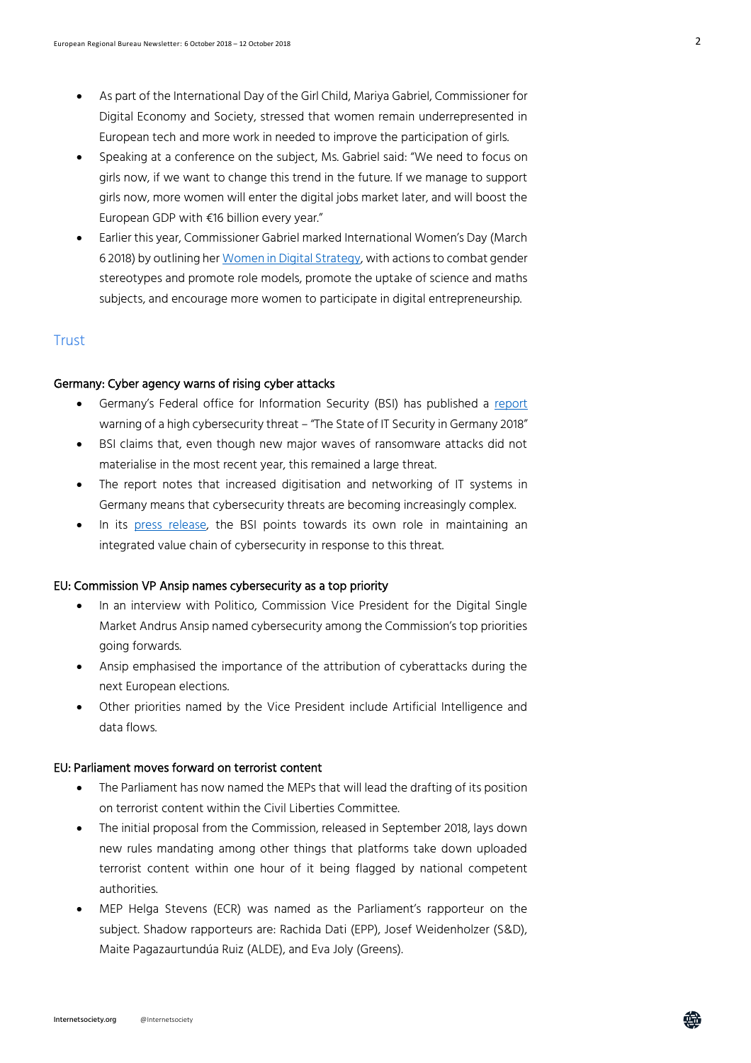- As part of the International Day of the Girl Child, Mariya Gabriel, Commissioner for Digital Economy and Society, stressed that women remain underrepresented in European tech and more work in needed to improve the participation of girls.
- Speaking at a conference on the subject, Ms. Gabriel said: "We need to focus on girls now, if we want to change this trend in the future. If we manage to support girls now, more women will enter the digital jobs market later, and will boost the European GDP with €16 billion every year."
- Earlier this year, Commissioner Gabriel marked International Women's Day (March 6 2018) by outlining her Women in Digital Strategy, with actions to combat gender stereotypes and promote role models, promote the uptake of science and maths subjects, and encourage more women to participate in digital entrepreneurship.

## Trust

### Germany: Cyber agency warns of rising cyber attacks

- Germany's Federal office for Information Security (BSI) has published a report warning of a high cybersecurity threat – "The State of IT Security in Germany 2018"
- BSI claims that, even though new major waves of ransomware attacks did not materialise in the most recent year, this remained a large threat.
- The report notes that increased digitisation and networking of IT systems in Germany means that cybersecurity threats are becoming increasingly complex.
- In its press release, the BSI points towards its own role in maintaining an integrated value chain of cybersecurity in response to this threat.

### EU: Commission VP Ansip names cybersecurity as a top priority

- In an interview with Politico, Commission Vice President for the Digital Single Market Andrus Ansip named cybersecurity among the Commission's top priorities going forwards.
- Ansip emphasised the importance of the attribution of cyberattacks during the next European elections.
- Other priorities named by the Vice President include Artificial Intelligence and data flows.

### EU: Parliament moves forward on terrorist content

- The Parliament has now named the MEPs that will lead the drafting of its position on terrorist content within the Civil Liberties Committee.
- The initial proposal from the Commission, released in September 2018, lays down new rules mandating among other things that platforms take down uploaded terrorist content within one hour of it being flagged by national competent authorities.
- MEP Helga Stevens (ECR) was named as the Parliament's rapporteur on the subject. Shadow rapporteurs are: Rachida Dati (EPP), Josef Weidenholzer (S&D), Maite Pagazaurtundúa Ruiz (ALDE), and Eva Joly (Greens).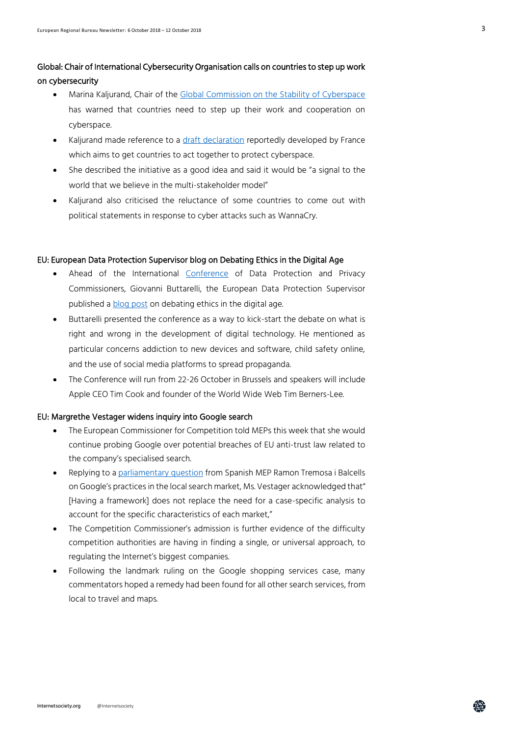### Global: Chair of International Cybersecurity Organisation calls on countries to step up work on cybersecurity

- Marina Kaljurand, Chair of the Global Commission on the Stability of Cyberspace has warned that countries need to step up their work and cooperation on cyberspace.
- Kaljurand made reference to a draft declaration reportedly developed by France which aims to get countries to act together to protect cyberspace.
- She described the initiative as a good idea and said it would be "a signal to the world that we believe in the multi-stakeholder model"
- Kaljurand also criticised the reluctance of some countries to come out with political statements in response to cyber attacks such as WannaCry.

### EU: European Data Protection Supervisor blog on Debating Ethics in the Digital Age

- Ahead of the International Conference of Data Protection and Privacy Commissioners, Giovanni Buttarelli, the European Data Protection Supervisor published a blog post on debating ethics in the digital age.
- Buttarelli presented the conference as a way to kick-start the debate on what is right and wrong in the development of digital technology. He mentioned as particular concerns addiction to new devices and software, child safety online, and the use of social media platforms to spread propaganda.
- The Conference will run from 22-26 October in Brussels and speakers will include Apple CEO Tim Cook and founder of the World Wide Web Tim Berners-Lee.

### EU: Margrethe Vestager widens inquiry into Google search

- The European Commissioner for Competition told MEPs this week that she would continue probing Google over potential breaches of EU anti-trust law related to the company's specialised search.
- Replying to a parliamentary question from Spanish MEP Ramon Tremosa i Balcells on Google's practices in the local search market, Ms. Vestager acknowledged that" [Having a framework] does not replace the need for a case-specific analysis to account for the specific characteristics of each market,"
- The Competition Commissioner's admission is further evidence of the difficulty competition authorities are having in finding a single, or universal approach, to regulating the Internet's biggest companies.
- Following the landmark ruling on the Google shopping services case, many commentators hoped a remedy had been found for all other search services, from local to travel and maps.